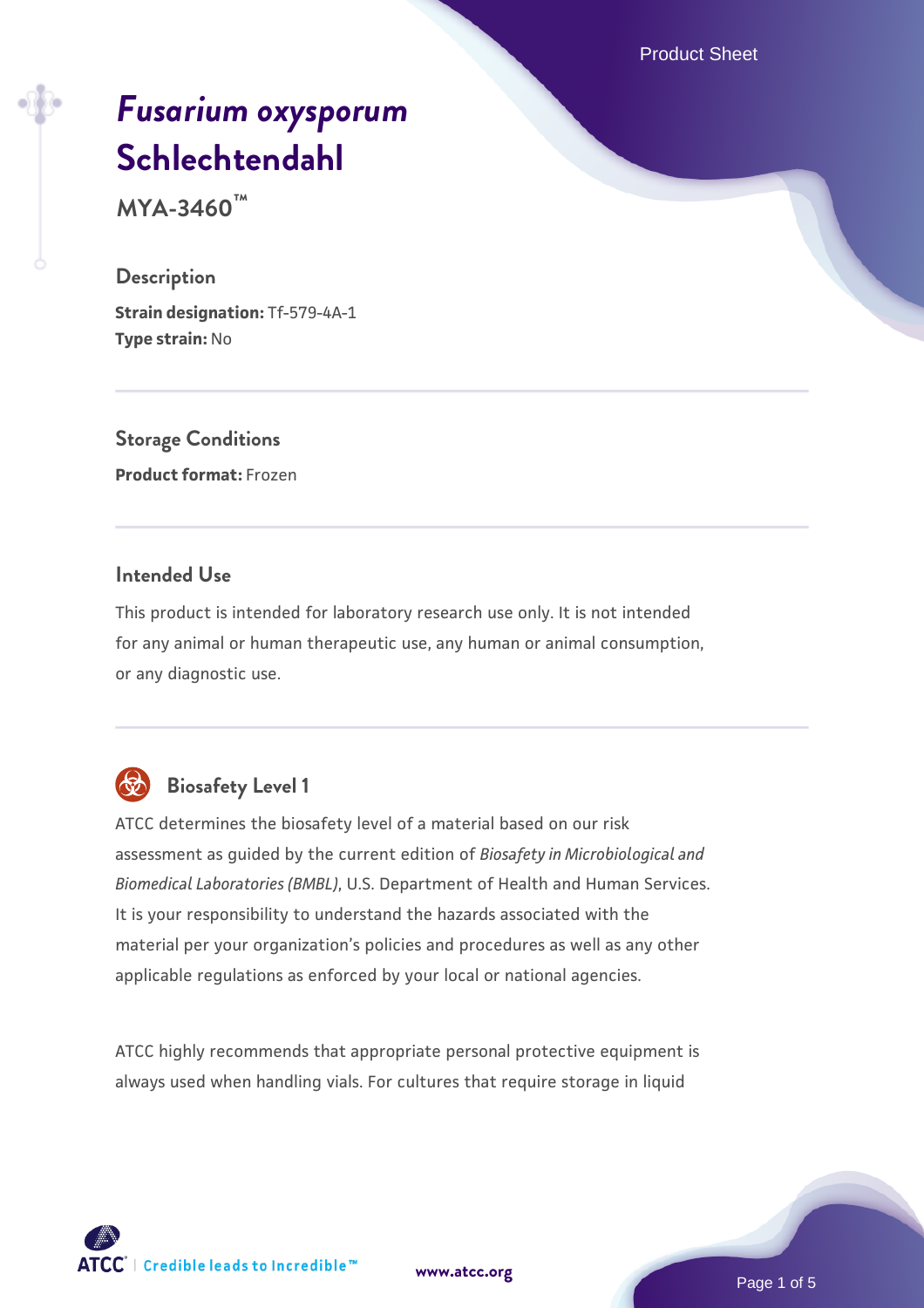# *Fusarium oxysporum* Schlechtendahl

**MYA-3460™**

## Description

**Strain designation:** Tf-579-4A-1
**Type strain:** No

## Storage Conditions

**Product format:** Frozen

## Intended Use

This product is intended for laboratory research use only. It is not intended for any animal or human therapeutic use, any human or animal consumption, or any diagnostic use.

## Biosafety Level 1

ATCC determines the biosafety level of a material based on our risk assessment as guided by the current edition of *Biosafety in Microbiological and Biomedical Laboratories (BMBL)*, U.S. Department of Health and Human Services. It is your responsibility to understand the hazards associated with the material per your organization's policies and procedures as well as any other applicable regulations as enforced by your local or national agencies.

ATCC highly recommends that appropriate personal protective equipment is always used when handling vials. For cultures that require storage in liquid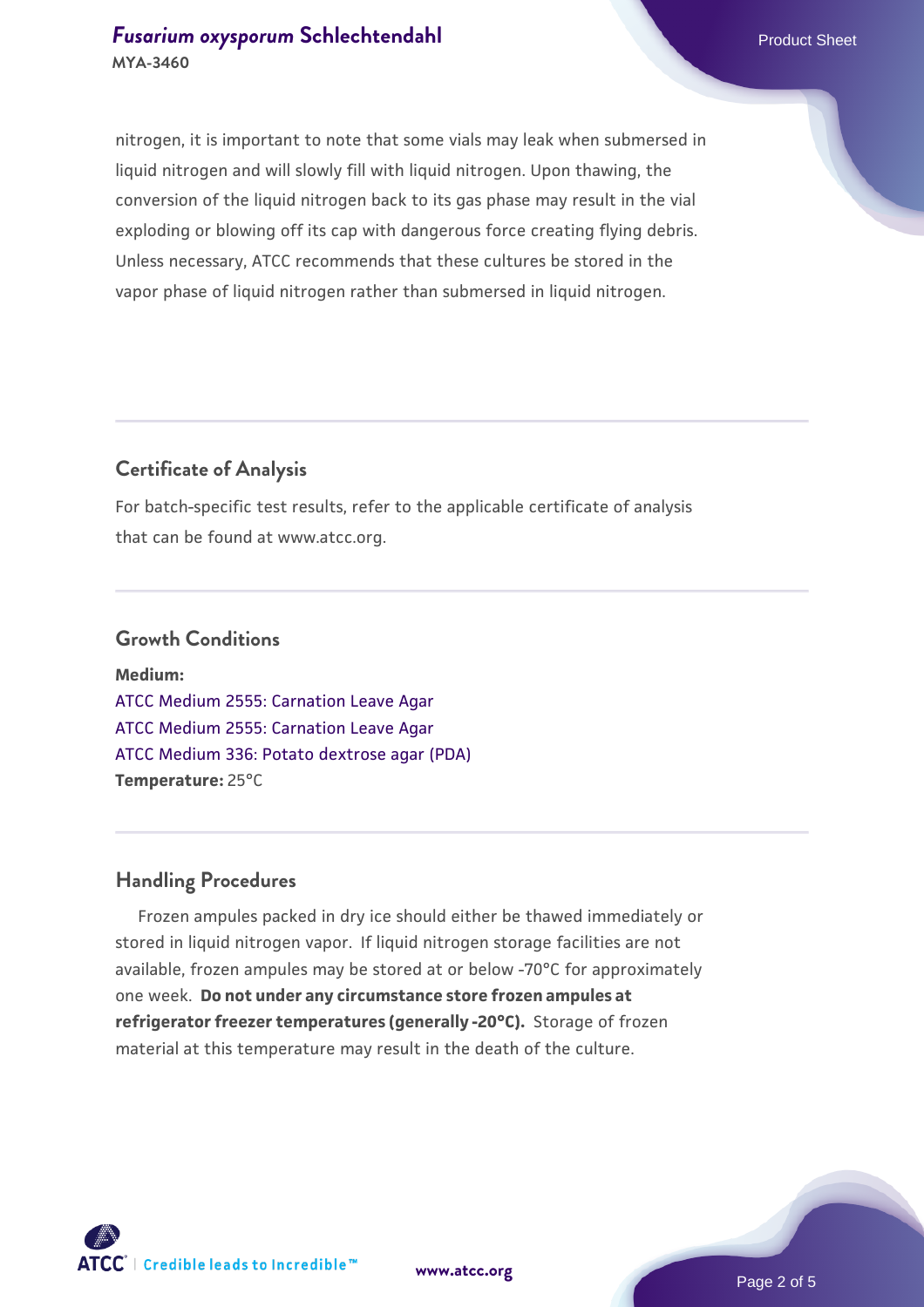nitrogen, it is important to note that some vials may leak when submersed in liquid nitrogen and will slowly fill with liquid nitrogen. Upon thawing, the conversion of the liquid nitrogen back to its gas phase may result in the vial exploding or blowing off its cap with dangerous force creating flying debris. Unless necessary, ATCC recommends that these cultures be stored in the vapor phase of liquid nitrogen rather than submersed in liquid nitrogen.

## Certificate of Analysis

For batch-specific test results, refer to the applicable certificate of analysis that can be found at www.atcc.org.

## Growth Conditions

**Medium:**
ATCC Medium 2555: Carnation Leave Agar
ATCC Medium 2555: Carnation Leave Agar
ATCC Medium 336: Potato dextrose agar (PDA)
**Temperature:** 25°C

## Handling Procedures

Frozen ampules packed in dry ice should either be thawed immediately or stored in liquid nitrogen vapor. If liquid nitrogen storage facilities are not available, frozen ampules may be stored at or below -70°C for approximately one week. **Do not under any circumstance store frozen ampules at refrigerator freezer temperatures (generally -20°C).** Storage of frozen material at this temperature may result in the death of the culture.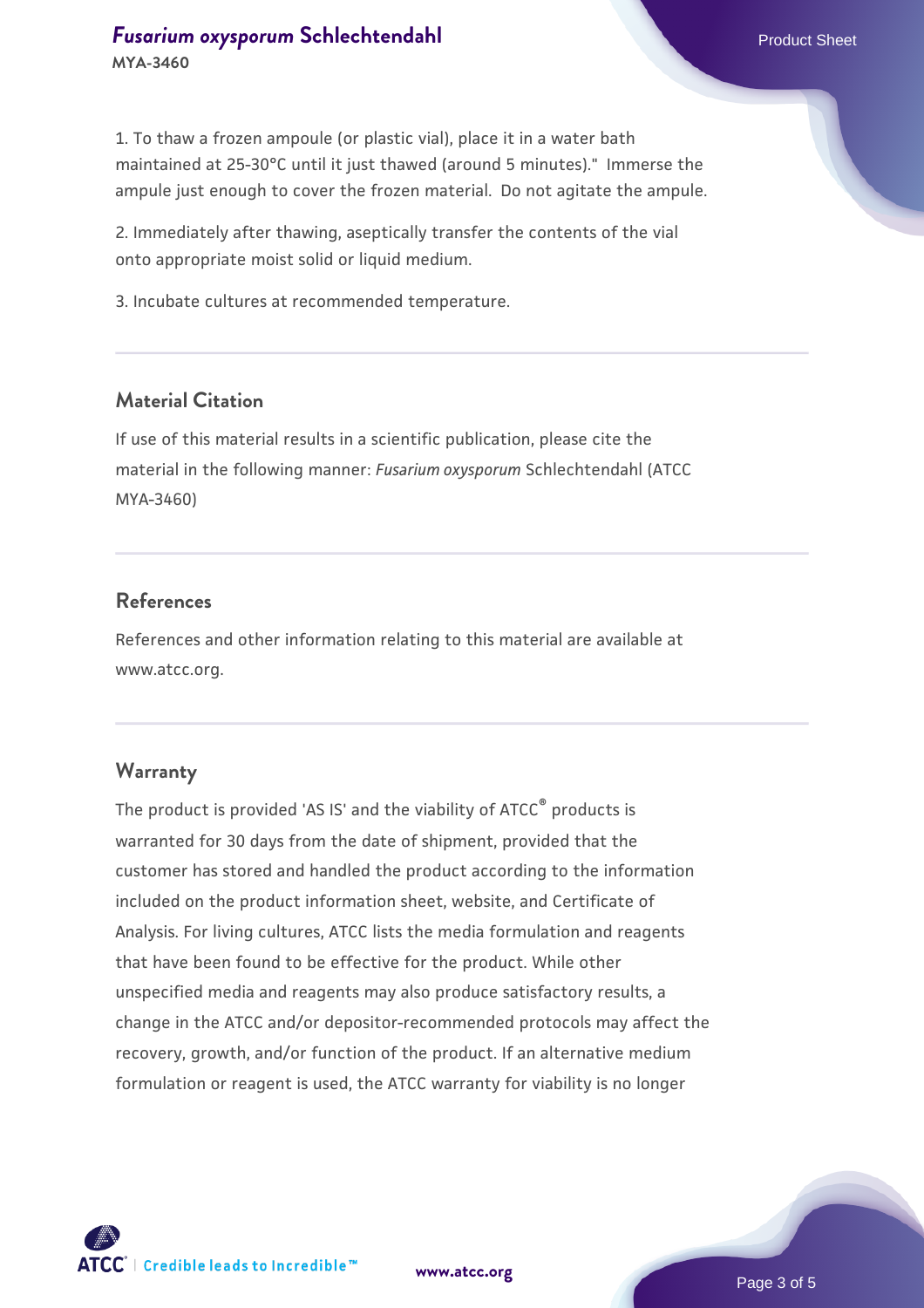1. To thaw a frozen ampoule (or plastic vial), place it in a water bath maintained at 25-30°C until it just thawed (around 5 minutes)." Immerse the ampule just enough to cover the frozen material. Do not agitate the ampule.

2. Immediately after thawing, aseptically transfer the contents of the vial onto appropriate moist solid or liquid medium.

3. Incubate cultures at recommended temperature.

## Material Citation

If use of this material results in a scientific publication, please cite the material in the following manner: *Fusarium oxysporum* Schlechtendahl (ATCC MYA-3460)

## References

References and other information relating to this material are available at www.atcc.org.

## Warranty

The product is provided 'AS IS' and the viability of ATCC® products is warranted for 30 days from the date of shipment, provided that the customer has stored and handled the product according to the information included on the product information sheet, website, and Certificate of Analysis. For living cultures, ATCC lists the media formulation and reagents that have been found to be effective for the product. While other unspecified media and reagents may also produce satisfactory results, a change in the ATCC and/or depositor-recommended protocols may affect the recovery, growth, and/or function of the product. If an alternative medium formulation or reagent is used, the ATCC warranty for viability is no longer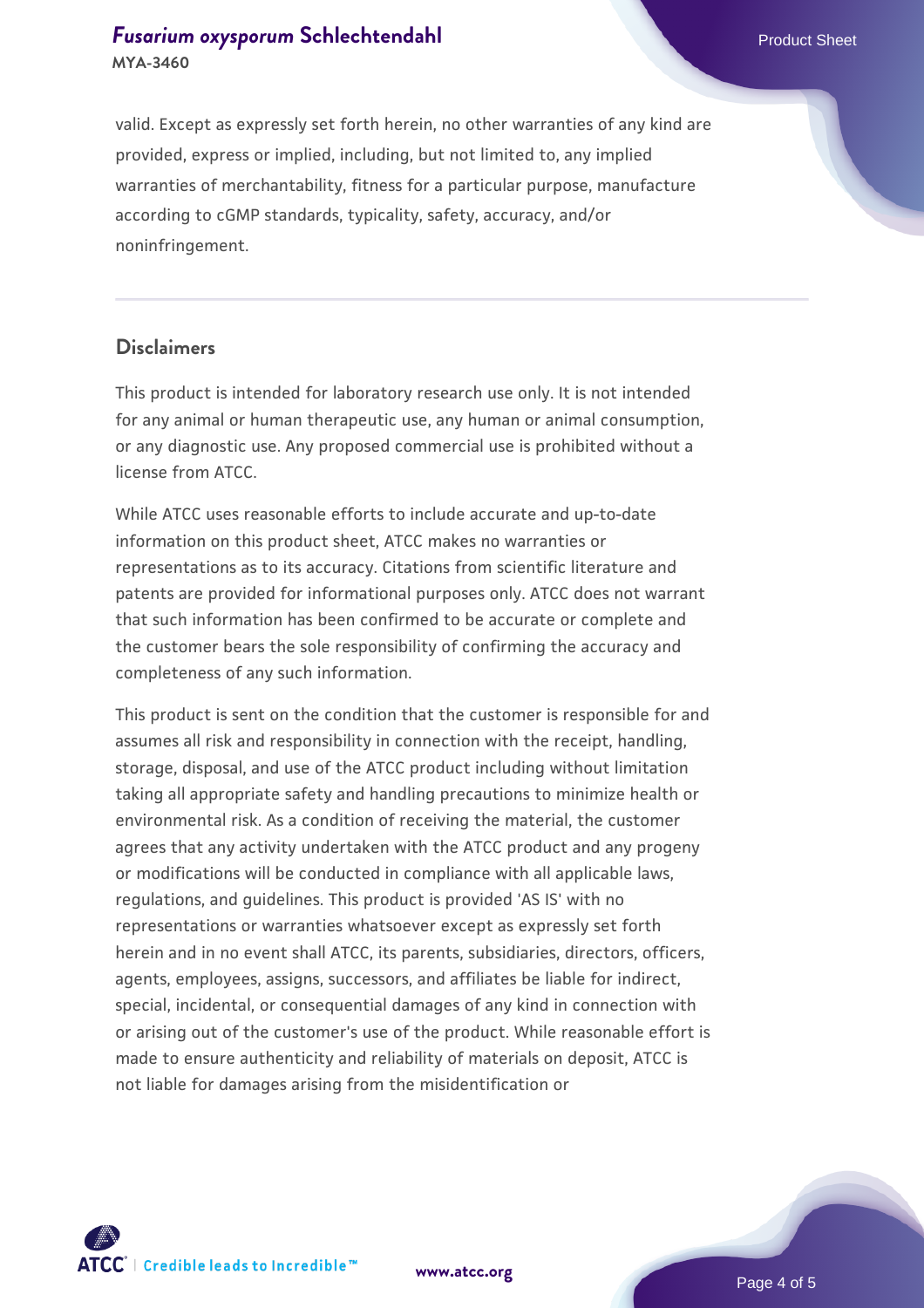valid. Except as expressly set forth herein, no other warranties of any kind are provided, express or implied, including, but not limited to, any implied warranties of merchantability, fitness for a particular purpose, manufacture according to cGMP standards, typicality, safety, accuracy, and/or noninfringement.

## Disclaimers

This product is intended for laboratory research use only. It is not intended for any animal or human therapeutic use, any human or animal consumption, or any diagnostic use. Any proposed commercial use is prohibited without a license from ATCC.

While ATCC uses reasonable efforts to include accurate and up-to-date information on this product sheet, ATCC makes no warranties or representations as to its accuracy. Citations from scientific literature and patents are provided for informational purposes only. ATCC does not warrant that such information has been confirmed to be accurate or complete and the customer bears the sole responsibility of confirming the accuracy and completeness of any such information.

This product is sent on the condition that the customer is responsible for and assumes all risk and responsibility in connection with the receipt, handling, storage, disposal, and use of the ATCC product including without limitation taking all appropriate safety and handling precautions to minimize health or environmental risk. As a condition of receiving the material, the customer agrees that any activity undertaken with the ATCC product and any progeny or modifications will be conducted in compliance with all applicable laws, regulations, and guidelines. This product is provided 'AS IS' with no representations or warranties whatsoever except as expressly set forth herein and in no event shall ATCC, its parents, subsidiaries, directors, officers, agents, employees, assigns, successors, and affiliates be liable for indirect, special, incidental, or consequential damages of any kind in connection with or arising out of the customer's use of the product. While reasonable effort is made to ensure authenticity and reliability of materials on deposit, ATCC is not liable for damages arising from the misidentification or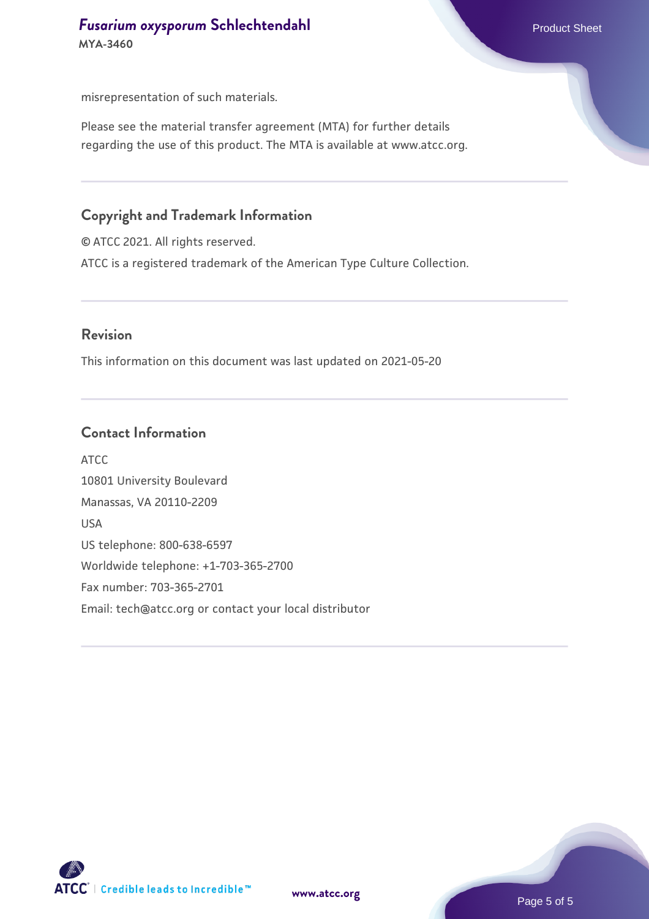misrepresentation of such materials.

Please see the material transfer agreement (MTA) for further details regarding the use of this product. The MTA is available at www.atcc.org.

## Copyright and Trademark Information

© ATCC 2021. All rights reserved.

ATCC is a registered trademark of the American Type Culture Collection.

## Revision

This information on this document was last updated on 2021-05-20

## Contact Information

ATCC
10801 University Boulevard
Manassas, VA 20110-2209
USA
US telephone: 800-638-6597
Worldwide telephone: +1-703-365-2700
Fax number: 703-365-2701
Email: tech@atcc.org or contact your local distributor